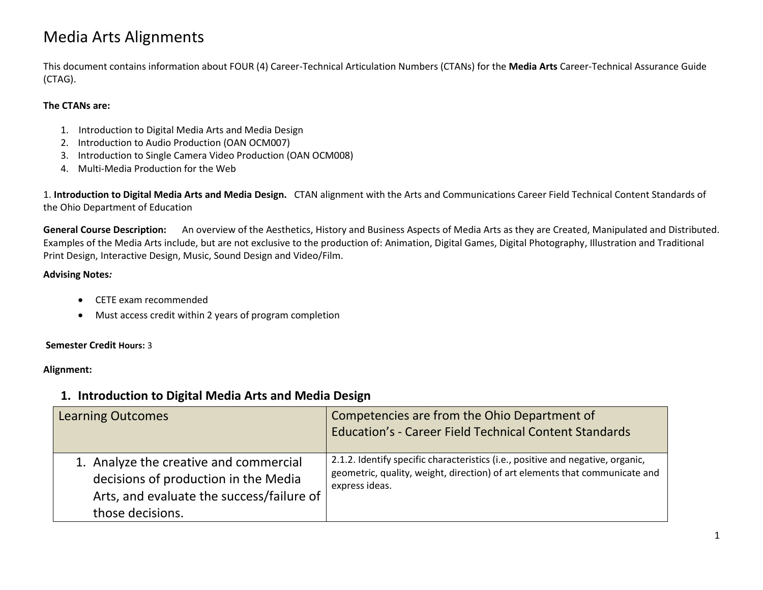# Media Arts Alignments

This document contains information about FOUR (4) Career-Technical Articulation Numbers (CTANs) for the **Media Arts** Career-Technical Assurance Guide (CTAG).

**The CTANs are:**

1. Introduction to Digital Media Arts and Media Design
2. Introduction to Audio Production (OAN OCM007)
3. Introduction to Single Camera Video Production (OAN OCM008)
4. Multi-Media Production for the Web

1. **Introduction to Digital Media Arts and Media Design.** CTAN alignment with the Arts and Communications Career Field Technical Content Standards of the Ohio Department of Education

**General Course Description:** An overview of the Aesthetics, History and Business Aspects of Media Arts as they are Created, Manipulated and Distributed. Examples of the Media Arts include, but are not exclusive to the production of: Animation, Digital Games, Digital Photography, Illustration and Traditional Print Design, Interactive Design, Music, Sound Design and Video/Film.

**Advising Notes*:***

- CETE exam recommended
- Must access credit within 2 years of program completion

**Semester Credit Hours:** 3

**Alignment:**

## 1. Introduction to Digital Media Arts and Media Design

| Learning Outcomes | Competencies are from the Ohio Department of Education's - Career Field Technical Content Standards |
| --- | --- |
| 1. Analyze the creative and commercial decisions of production in the Media Arts, and evaluate the success/failure of those decisions. | 2.1.2. Identify specific characteristics (i.e., positive and negative, organic, geometric, quality, weight, direction) of art elements that communicate and express ideas. |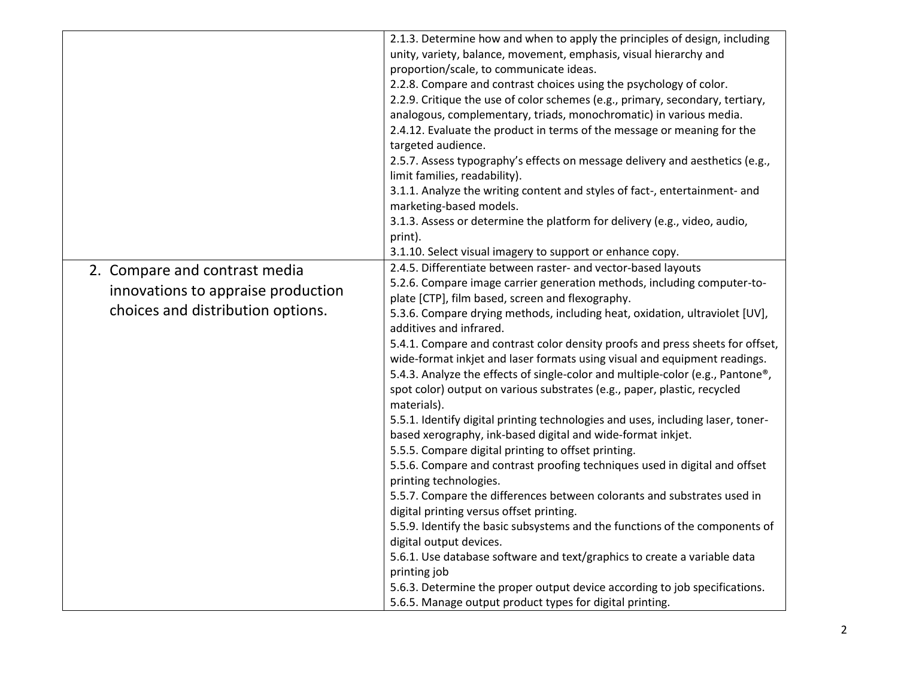| | |
|---|---|
| | 2.1.3. Determine how and when to apply the principles of design, including unity, variety, balance, movement, emphasis, visual hierarchy and proportion/scale, to communicate ideas.<br>2.2.8. Compare and contrast choices using the psychology of color.<br>2.2.9. Critique the use of color schemes (e.g., primary, secondary, tertiary, analogous, complementary, triads, monochromatic) in various media.<br>2.4.12. Evaluate the product in terms of the message or meaning for the targeted audience.<br>2.5.7. Assess typography's effects on message delivery and aesthetics (e.g., limit families, readability).<br>3.1.1. Analyze the writing content and styles of fact-, entertainment- and marketing-based models.<br>3.1.3. Assess or determine the platform for delivery (e.g., video, audio, print).<br>3.1.10. Select visual imagery to support or enhance copy. |
| 2. Compare and contrast media innovations to appraise production choices and distribution options. | 2.4.5. Differentiate between raster- and vector-based layouts<br>5.2.6. Compare image carrier generation methods, including computer-to-plate [CTP], film based, screen and flexography.<br>5.3.6. Compare drying methods, including heat, oxidation, ultraviolet [UV], additives and infrared.<br>5.4.1. Compare and contrast color density proofs and press sheets for offset, wide-format inkjet and laser formats using visual and equipment readings.<br>5.4.3. Analyze the effects of single-color and multiple-color (e.g., Pantone®, spot color) output on various substrates (e.g., paper, plastic, recycled materials).<br>5.5.1. Identify digital printing technologies and uses, including laser, toner-based xerography, ink-based digital and wide-format inkjet.<br>5.5.5. Compare digital printing to offset printing.<br>5.5.6. Compare and contrast proofing techniques used in digital and offset printing technologies.<br>5.5.7. Compare the differences between colorants and substrates used in digital printing versus offset printing.<br>5.5.9. Identify the basic subsystems and the functions of the components of digital output devices.<br>5.6.1. Use database software and text/graphics to create a variable data printing job<br>5.6.3. Determine the proper output device according to job specifications.<br>5.6.5. Manage output product types for digital printing. |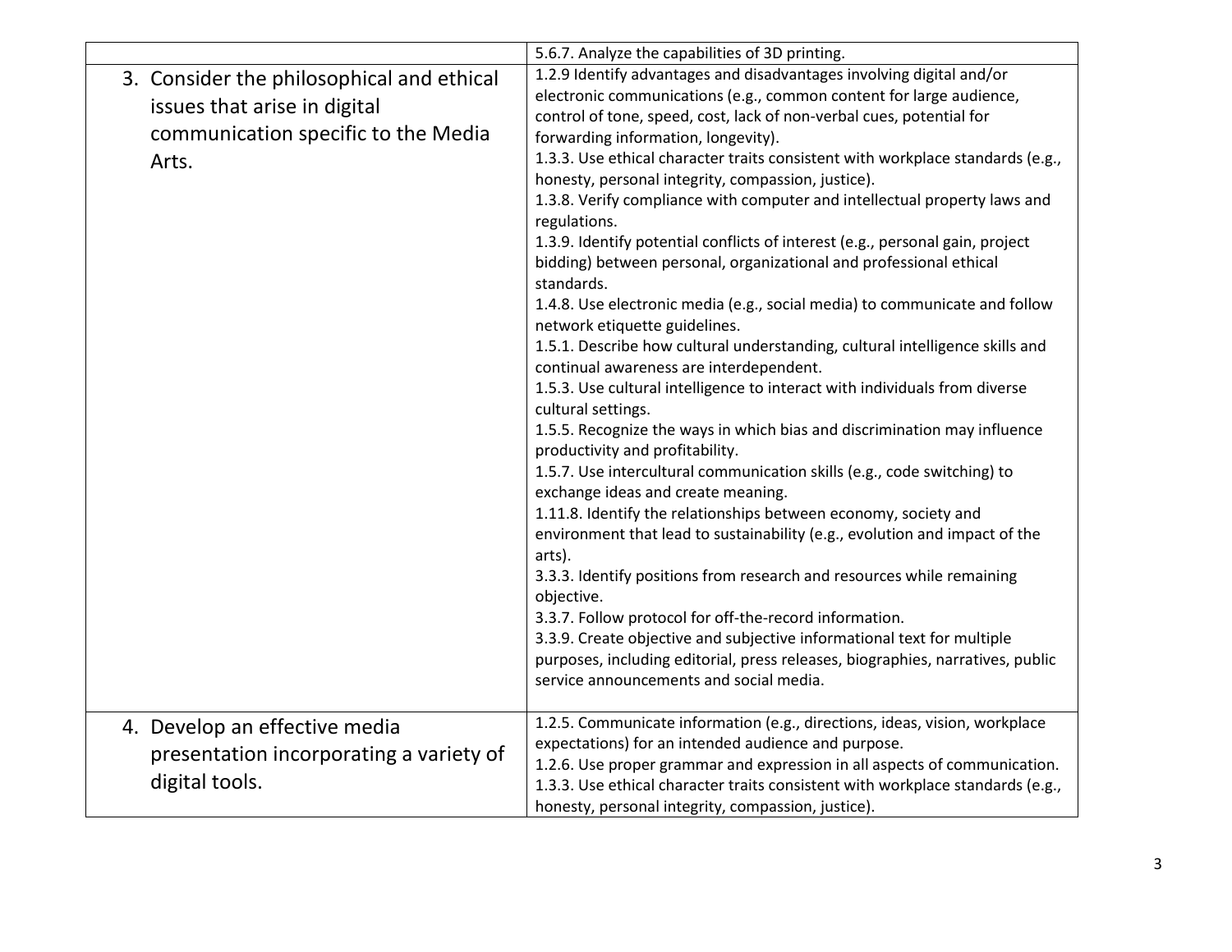| | |
|---|---|
| | 5.6.7. Analyze the capabilities of 3D printing. |
| 3. Consider the philosophical and ethical issues that arise in digital communication specific to the Media Arts. | 1.2.9 Identify advantages and disadvantages involving digital and/or electronic communications (e.g., common content for large audience, control of tone, speed, cost, lack of non-verbal cues, potential for forwarding information, longevity).<br>1.3.3. Use ethical character traits consistent with workplace standards (e.g., honesty, personal integrity, compassion, justice).<br>1.3.8. Verify compliance with computer and intellectual property laws and regulations.<br>1.3.9. Identify potential conflicts of interest (e.g., personal gain, project bidding) between personal, organizational and professional ethical standards.<br>1.4.8. Use electronic media (e.g., social media) to communicate and follow network etiquette guidelines.<br>1.5.1. Describe how cultural understanding, cultural intelligence skills and continual awareness are interdependent.<br>1.5.3. Use cultural intelligence to interact with individuals from diverse cultural settings.<br>1.5.5. Recognize the ways in which bias and discrimination may influence productivity and profitability.<br>1.5.7. Use intercultural communication skills (e.g., code switching) to exchange ideas and create meaning.<br>1.11.8. Identify the relationships between economy, society and environment that lead to sustainability (e.g., evolution and impact of the arts).<br>3.3.3. Identify positions from research and resources while remaining objective.<br>3.3.7. Follow protocol for off-the-record information.<br>3.3.9. Create objective and subjective informational text for multiple purposes, including editorial, press releases, biographies, narratives, public service announcements and social media. |
| 4. Develop an effective media presentation incorporating a variety of digital tools. | 1.2.5. Communicate information (e.g., directions, ideas, vision, workplace expectations) for an intended audience and purpose.<br>1.2.6. Use proper grammar and expression in all aspects of communication.<br>1.3.3. Use ethical character traits consistent with workplace standards (e.g., honesty, personal integrity, compassion, justice). |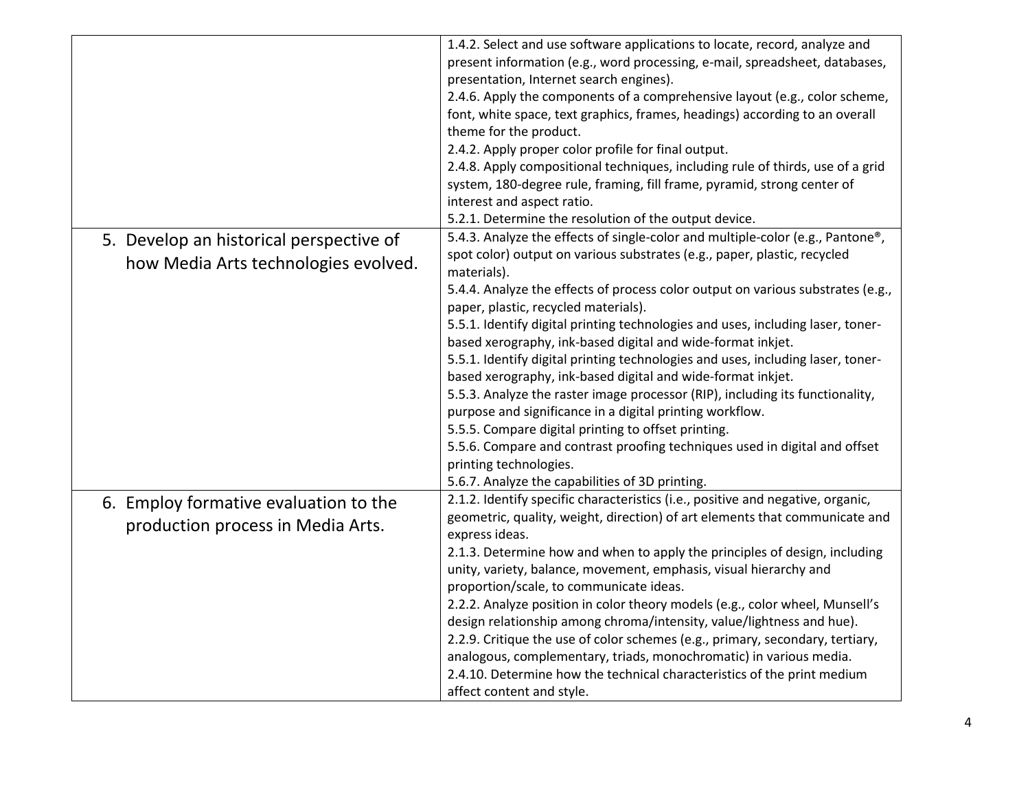| | |
|---|---|
| | 1.4.2. Select and use software applications to locate, record, analyze and present information (e.g., word processing, e-mail, spreadsheet, databases, presentation, Internet search engines).<br>2.4.6. Apply the components of a comprehensive layout (e.g., color scheme, font, white space, text graphics, frames, headings) according to an overall theme for the product.<br>2.4.2. Apply proper color profile for final output.<br>2.4.8. Apply compositional techniques, including rule of thirds, use of a grid system, 180-degree rule, framing, fill frame, pyramid, strong center of interest and aspect ratio.<br>5.2.1. Determine the resolution of the output device. |
| 5. Develop an historical perspective of how Media Arts technologies evolved. | 5.4.3. Analyze the effects of single-color and multiple-color (e.g., Pantone®, spot color) output on various substrates (e.g., paper, plastic, recycled materials).<br>5.4.4. Analyze the effects of process color output on various substrates (e.g., paper, plastic, recycled materials).<br>5.5.1. Identify digital printing technologies and uses, including laser, toner-based xerography, ink-based digital and wide-format inkjet.<br>5.5.1. Identify digital printing technologies and uses, including laser, toner-based xerography, ink-based digital and wide-format inkjet.<br>5.5.3. Analyze the raster image processor (RIP), including its functionality, purpose and significance in a digital printing workflow.<br>5.5.5. Compare digital printing to offset printing.<br>5.5.6. Compare and contrast proofing techniques used in digital and offset printing technologies.<br>5.6.7. Analyze the capabilities of 3D printing. |
| 6. Employ formative evaluation to the production process in Media Arts. | 2.1.2. Identify specific characteristics (i.e., positive and negative, organic, geometric, quality, weight, direction) of art elements that communicate and express ideas.<br>2.1.3. Determine how and when to apply the principles of design, including unity, variety, balance, movement, emphasis, visual hierarchy and proportion/scale, to communicate ideas.<br>2.2.2. Analyze position in color theory models (e.g., color wheel, Munsell's design relationship among chroma/intensity, value/lightness and hue).<br>2.2.9. Critique the use of color schemes (e.g., primary, secondary, tertiary, analogous, complementary, triads, monochromatic) in various media.<br>2.4.10. Determine how the technical characteristics of the print medium affect content and style. |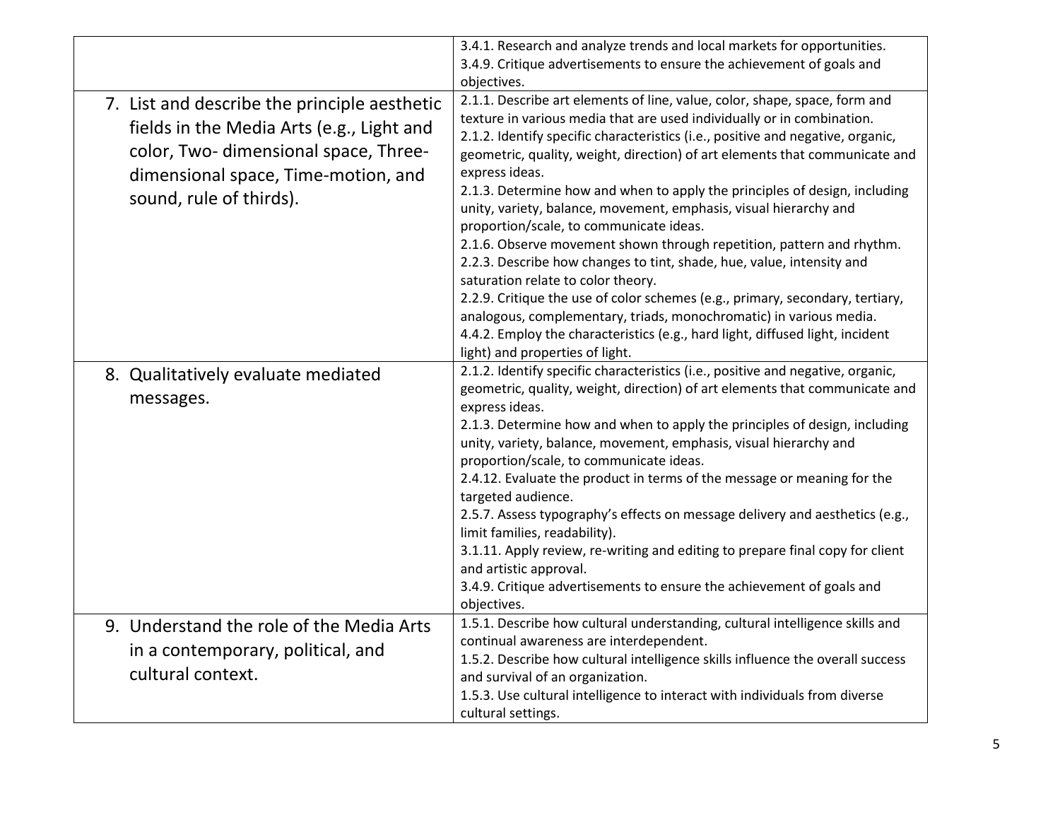| | |
|---|---|
| | 3.4.1. Research and analyze trends and local markets for opportunities.<br>3.4.9. Critique advertisements to ensure the achievement of goals and objectives. |
| 7. List and describe the principle aesthetic fields in the Media Arts (e.g., Light and color, Two- dimensional space, Three-dimensional space, Time-motion, and sound, rule of thirds). | 2.1.1. Describe art elements of line, value, color, shape, space, form and texture in various media that are used individually or in combination.<br>2.1.2. Identify specific characteristics (i.e., positive and negative, organic, geometric, quality, weight, direction) of art elements that communicate and express ideas.<br>2.1.3. Determine how and when to apply the principles of design, including unity, variety, balance, movement, emphasis, visual hierarchy and proportion/scale, to communicate ideas.<br>2.1.6. Observe movement shown through repetition, pattern and rhythm.<br>2.2.3. Describe how changes to tint, shade, hue, value, intensity and saturation relate to color theory.<br>2.2.9. Critique the use of color schemes (e.g., primary, secondary, tertiary, analogous, complementary, triads, monochromatic) in various media.<br>4.4.2. Employ the characteristics (e.g., hard light, diffused light, incident light) and properties of light. |
| 8. Qualitatively evaluate mediated messages. | 2.1.2. Identify specific characteristics (i.e., positive and negative, organic, geometric, quality, weight, direction) of art elements that communicate and express ideas.<br>2.1.3. Determine how and when to apply the principles of design, including unity, variety, balance, movement, emphasis, visual hierarchy and proportion/scale, to communicate ideas.<br>2.4.12. Evaluate the product in terms of the message or meaning for the targeted audience.<br>2.5.7. Assess typography's effects on message delivery and aesthetics (e.g., limit families, readability).<br>3.1.11. Apply review, re-writing and editing to prepare final copy for client and artistic approval.<br>3.4.9. Critique advertisements to ensure the achievement of goals and objectives. |
| 9. Understand the role of the Media Arts in a contemporary, political, and cultural context. | 1.5.1. Describe how cultural understanding, cultural intelligence skills and continual awareness are interdependent.<br>1.5.2. Describe how cultural intelligence skills influence the overall success and survival of an organization.<br>1.5.3. Use cultural intelligence to interact with individuals from diverse cultural settings. |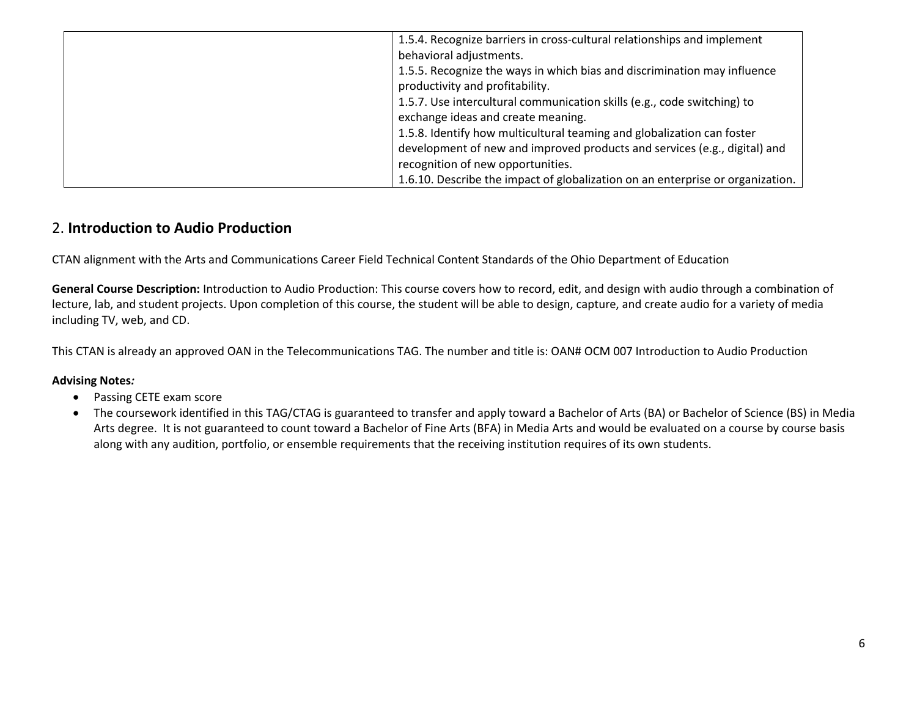|  |  |
| --- | --- |
|  | 1.5.4. Recognize barriers in cross-cultural relationships and implement behavioral adjustments.<br>1.5.5. Recognize the ways in which bias and discrimination may influence productivity and profitability.<br>1.5.7. Use intercultural communication skills (e.g., code switching) to exchange ideas and create meaning.<br>1.5.8. Identify how multicultural teaming and globalization can foster development of new and improved products and services (e.g., digital) and recognition of new opportunities.<br>1.6.10. Describe the impact of globalization on an enterprise or organization. |

## 2. **Introduction to Audio Production**

CTAN alignment with the Arts and Communications Career Field Technical Content Standards of the Ohio Department of Education

**General Course Description:** Introduction to Audio Production: This course covers how to record, edit, and design with audio through a combination of lecture, lab, and student projects. Upon completion of this course, the student will be able to design, capture, and create audio for a variety of media including TV, web, and CD.

This CTAN is already an approved OAN in the Telecommunications TAG. The number and title is: OAN# OCM 007 Introduction to Audio Production

**Advising Notes*:***

- Passing CETE exam score
- The coursework identified in this TAG/CTAG is guaranteed to transfer and apply toward a Bachelor of Arts (BA) or Bachelor of Science (BS) in Media Arts degree. It is not guaranteed to count toward a Bachelor of Fine Arts (BFA) in Media Arts and would be evaluated on a course by course basis along with any audition, portfolio, or ensemble requirements that the receiving institution requires of its own students.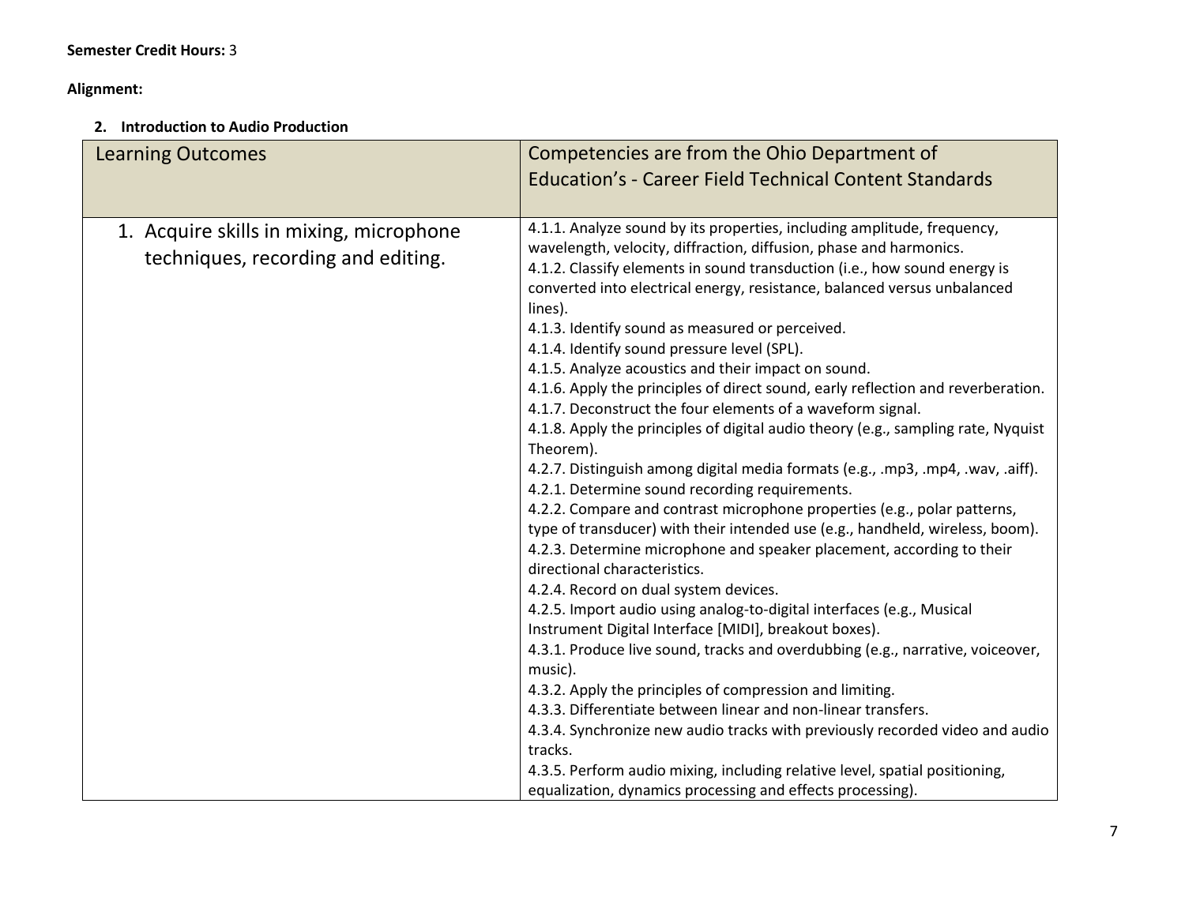**Semester Credit Hours:** 3

**Alignment:**

**2. Introduction to Audio Production**

| Learning Outcomes | Competencies are from the Ohio Department of Education's - Career Field Technical Content Standards |
|---|---|
| 1. Acquire skills in mixing, microphone techniques, recording and editing. | 4.1.1. Analyze sound by its properties, including amplitude, frequency, wavelength, velocity, diffraction, diffusion, phase and harmonics.<br>4.1.2. Classify elements in sound transduction (i.e., how sound energy is converted into electrical energy, resistance, balanced versus unbalanced lines).<br>4.1.3. Identify sound as measured or perceived.<br>4.1.4. Identify sound pressure level (SPL).<br>4.1.5. Analyze acoustics and their impact on sound.<br>4.1.6. Apply the principles of direct sound, early reflection and reverberation.<br>4.1.7. Deconstruct the four elements of a waveform signal.<br>4.1.8. Apply the principles of digital audio theory (e.g., sampling rate, Nyquist Theorem).<br>4.2.7. Distinguish among digital media formats (e.g., .mp3, .mp4, .wav, .aiff).<br>4.2.1. Determine sound recording requirements.<br>4.2.2. Compare and contrast microphone properties (e.g., polar patterns, type of transducer) with their intended use (e.g., handheld, wireless, boom).<br>4.2.3. Determine microphone and speaker placement, according to their directional characteristics.<br>4.2.4. Record on dual system devices.<br>4.2.5. Import audio using analog-to-digital interfaces (e.g., Musical Instrument Digital Interface [MIDI], breakout boxes).<br>4.3.1. Produce live sound, tracks and overdubbing (e.g., narrative, voiceover, music).<br>4.3.2. Apply the principles of compression and limiting.<br>4.3.3. Differentiate between linear and non-linear transfers.<br>4.3.4. Synchronize new audio tracks with previously recorded video and audio tracks.<br>4.3.5. Perform audio mixing, including relative level, spatial positioning, equalization, dynamics processing and effects processing). |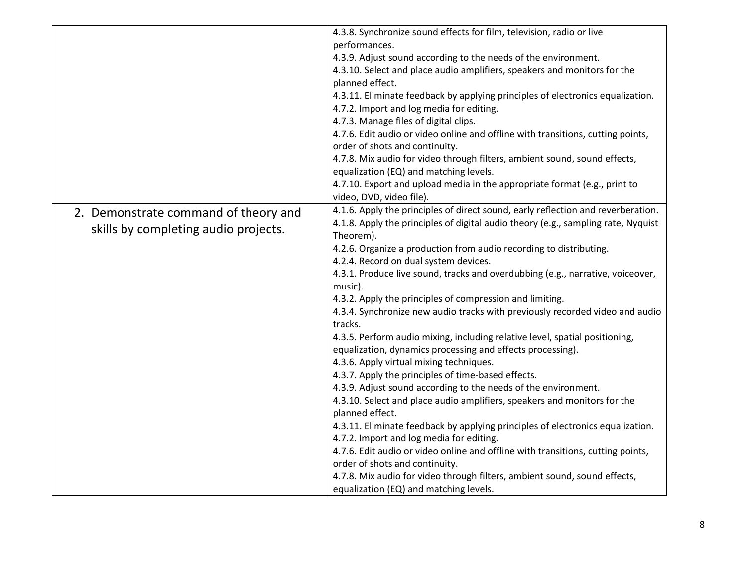| | |
|---|---|
| | 4.3.8. Synchronize sound effects for film, television, radio or live performances.<br>4.3.9. Adjust sound according to the needs of the environment.<br>4.3.10. Select and place audio amplifiers, speakers and monitors for the planned effect.<br>4.3.11. Eliminate feedback by applying principles of electronics equalization.<br>4.7.2. Import and log media for editing.<br>4.7.3. Manage files of digital clips.<br>4.7.6. Edit audio or video online and offline with transitions, cutting points, order of shots and continuity.<br>4.7.8. Mix audio for video through filters, ambient sound, sound effects, equalization (EQ) and matching levels.<br>4.7.10. Export and upload media in the appropriate format (e.g., print to video, DVD, video file). |
| 2. Demonstrate command of theory and skills by completing audio projects. | 4.1.6. Apply the principles of direct sound, early reflection and reverberation.<br>4.1.8. Apply the principles of digital audio theory (e.g., sampling rate, Nyquist Theorem).<br>4.2.6. Organize a production from audio recording to distributing.<br>4.2.4. Record on dual system devices.<br>4.3.1. Produce live sound, tracks and overdubbing (e.g., narrative, voiceover, music).<br>4.3.2. Apply the principles of compression and limiting.<br>4.3.4. Synchronize new audio tracks with previously recorded video and audio tracks.<br>4.3.5. Perform audio mixing, including relative level, spatial positioning, equalization, dynamics processing and effects processing).<br>4.3.6. Apply virtual mixing techniques.<br>4.3.7. Apply the principles of time-based effects.<br>4.3.9. Adjust sound according to the needs of the environment.<br>4.3.10. Select and place audio amplifiers, speakers and monitors for the planned effect.<br>4.3.11. Eliminate feedback by applying principles of electronics equalization.<br>4.7.2. Import and log media for editing.<br>4.7.6. Edit audio or video online and offline with transitions, cutting points, order of shots and continuity.<br>4.7.8. Mix audio for video through filters, ambient sound, sound effects, equalization (EQ) and matching levels. |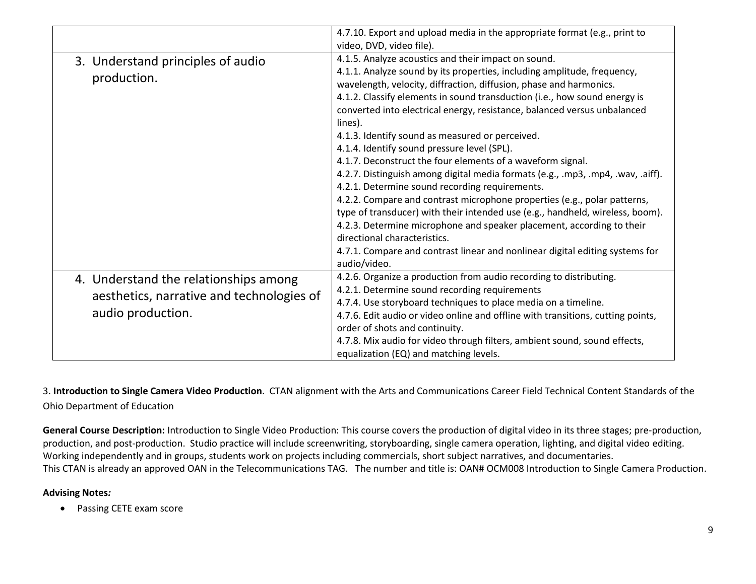| | |
|---|---|
| | 4.7.10. Export and upload media in the appropriate format (e.g., print to video, DVD, video file). |
| 3. Understand principles of audio production. | 4.1.5. Analyze acoustics and their impact on sound.<br>4.1.1. Analyze sound by its properties, including amplitude, frequency, wavelength, velocity, diffraction, diffusion, phase and harmonics.<br>4.1.2. Classify elements in sound transduction (i.e., how sound energy is converted into electrical energy, resistance, balanced versus unbalanced lines).<br>4.1.3. Identify sound as measured or perceived.<br>4.1.4. Identify sound pressure level (SPL).<br>4.1.7. Deconstruct the four elements of a waveform signal.<br>4.2.7. Distinguish among digital media formats (e.g., .mp3, .mp4, .wav, .aiff).<br>4.2.1. Determine sound recording requirements.<br>4.2.2. Compare and contrast microphone properties (e.g., polar patterns, type of transducer) with their intended use (e.g., handheld, wireless, boom).<br>4.2.3. Determine microphone and speaker placement, according to their directional characteristics.<br>4.7.1. Compare and contrast linear and nonlinear digital editing systems for audio/video. |
| 4. Understand the relationships among aesthetics, narrative and technologies of audio production. | 4.2.6. Organize a production from audio recording to distributing.<br>4.2.1. Determine sound recording requirements<br>4.7.4. Use storyboard techniques to place media on a timeline.<br>4.7.6. Edit audio or video online and offline with transitions, cutting points, order of shots and continuity.<br>4.7.8. Mix audio for video through filters, ambient sound, sound effects, equalization (EQ) and matching levels. |

3. **Introduction to Single Camera Video Production**. CTAN alignment with the Arts and Communications Career Field Technical Content Standards of the Ohio Department of Education

**General Course Description:** Introduction to Single Video Production: This course covers the production of digital video in its three stages; pre-production, production, and post-production. Studio practice will include screenwriting, storyboarding, single camera operation, lighting, and digital video editing. Working independently and in groups, students work on projects including commercials, short subject narratives, and documentaries.
This CTAN is already an approved OAN in the Telecommunications TAG. The number and title is: OAN# OCM008 Introduction to Single Camera Production.

**Advising Notes*:***

- Passing CETE exam score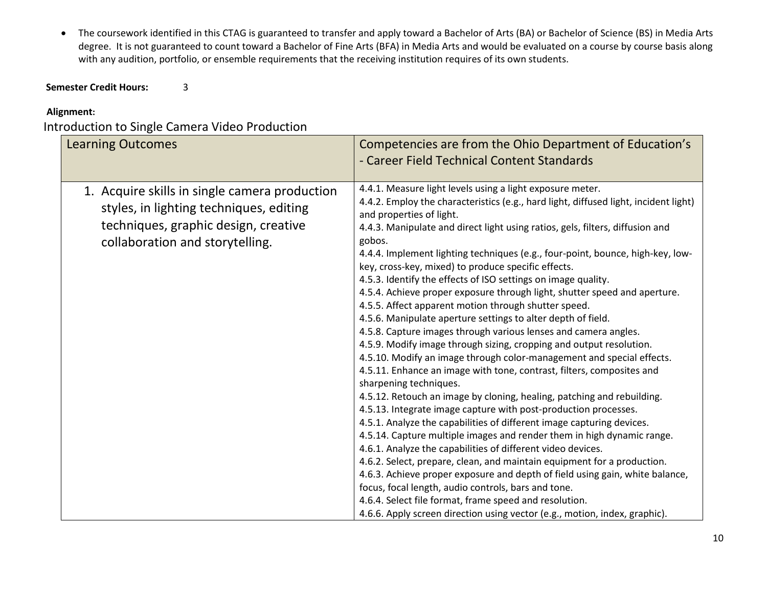- The coursework identified in this CTAG is guaranteed to transfer and apply toward a Bachelor of Arts (BA) or Bachelor of Science (BS) in Media Arts degree. It is not guaranteed to count toward a Bachelor of Fine Arts (BFA) in Media Arts and would be evaluated on a course by course basis along with any audition, portfolio, or ensemble requirements that the receiving institution requires of its own students.

**Semester Credit Hours:** 3

**Alignment:**

Introduction to Single Camera Video Production

| Learning Outcomes | Competencies are from the Ohio Department of Education's - Career Field Technical Content Standards |
|---|---|
| 1. Acquire skills in single camera production styles, in lighting techniques, editing techniques, graphic design, creative collaboration and storytelling. | 4.4.1. Measure light levels using a light exposure meter.<br>4.4.2. Employ the characteristics (e.g., hard light, diffused light, incident light) and properties of light.<br>4.4.3. Manipulate and direct light using ratios, gels, filters, diffusion and gobos.<br>4.4.4. Implement lighting techniques (e.g., four-point, bounce, high-key, low-key, cross-key, mixed) to produce specific effects.<br>4.5.3. Identify the effects of ISO settings on image quality.<br>4.5.4. Achieve proper exposure through light, shutter speed and aperture.<br>4.5.5. Affect apparent motion through shutter speed.<br>4.5.6. Manipulate aperture settings to alter depth of field.<br>4.5.8. Capture images through various lenses and camera angles.<br>4.5.9. Modify image through sizing, cropping and output resolution.<br>4.5.10. Modify an image through color-management and special effects.<br>4.5.11. Enhance an image with tone, contrast, filters, composites and sharpening techniques.<br>4.5.12. Retouch an image by cloning, healing, patching and rebuilding.<br>4.5.13. Integrate image capture with post-production processes.<br>4.5.1. Analyze the capabilities of different image capturing devices.<br>4.5.14. Capture multiple images and render them in high dynamic range.<br>4.6.1. Analyze the capabilities of different video devices.<br>4.6.2. Select, prepare, clean, and maintain equipment for a production.<br>4.6.3. Achieve proper exposure and depth of field using gain, white balance, focus, focal length, audio controls, bars and tone.<br>4.6.4. Select file format, frame speed and resolution.<br>4.6.6. Apply screen direction using vector (e.g., motion, index, graphic). |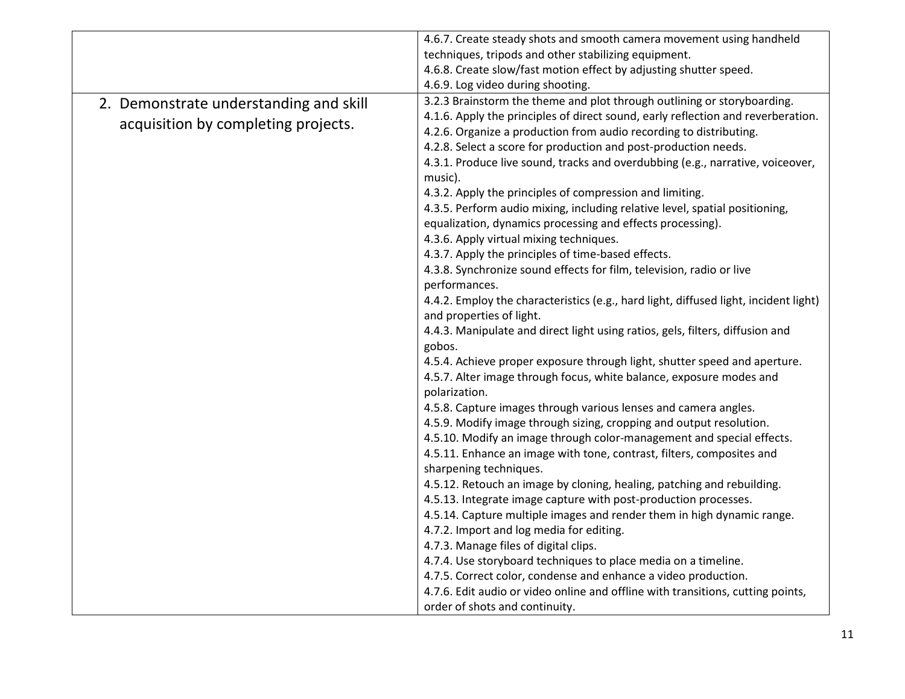| | |
|---|---|
| | 4.6.7. Create steady shots and smooth camera movement using handheld techniques, tripods and other stabilizing equipment.<br>4.6.8. Create slow/fast motion effect by adjusting shutter speed.<br>4.6.9. Log video during shooting. |
| 2. Demonstrate understanding and skill acquisition by completing projects. | 3.2.3 Brainstorm the theme and plot through outlining or storyboarding.<br>4.1.6. Apply the principles of direct sound, early reflection and reverberation.<br>4.2.6. Organize a production from audio recording to distributing.<br>4.2.8. Select a score for production and post-production needs.<br>4.3.1. Produce live sound, tracks and overdubbing (e.g., narrative, voiceover, music).<br>4.3.2. Apply the principles of compression and limiting.<br>4.3.5. Perform audio mixing, including relative level, spatial positioning, equalization, dynamics processing and effects processing).<br>4.3.6. Apply virtual mixing techniques.<br>4.3.7. Apply the principles of time-based effects.<br>4.3.8. Synchronize sound effects for film, television, radio or live performances.<br>4.4.2. Employ the characteristics (e.g., hard light, diffused light, incident light) and properties of light.<br>4.4.3. Manipulate and direct light using ratios, gels, filters, diffusion and gobos.<br>4.5.4. Achieve proper exposure through light, shutter speed and aperture.<br>4.5.7. Alter image through focus, white balance, exposure modes and polarization.<br>4.5.8. Capture images through various lenses and camera angles.<br>4.5.9. Modify image through sizing, cropping and output resolution.<br>4.5.10. Modify an image through color-management and special effects.<br>4.5.11. Enhance an image with tone, contrast, filters, composites and sharpening techniques.<br>4.5.12. Retouch an image by cloning, healing, patching and rebuilding.<br>4.5.13. Integrate image capture with post-production processes.<br>4.5.14. Capture multiple images and render them in high dynamic range.<br>4.7.2. Import and log media for editing.<br>4.7.3. Manage files of digital clips.<br>4.7.4. Use storyboard techniques to place media on a timeline.<br>4.7.5. Correct color, condense and enhance a video production.<br>4.7.6. Edit audio or video online and offline with transitions, cutting points, order of shots and continuity. |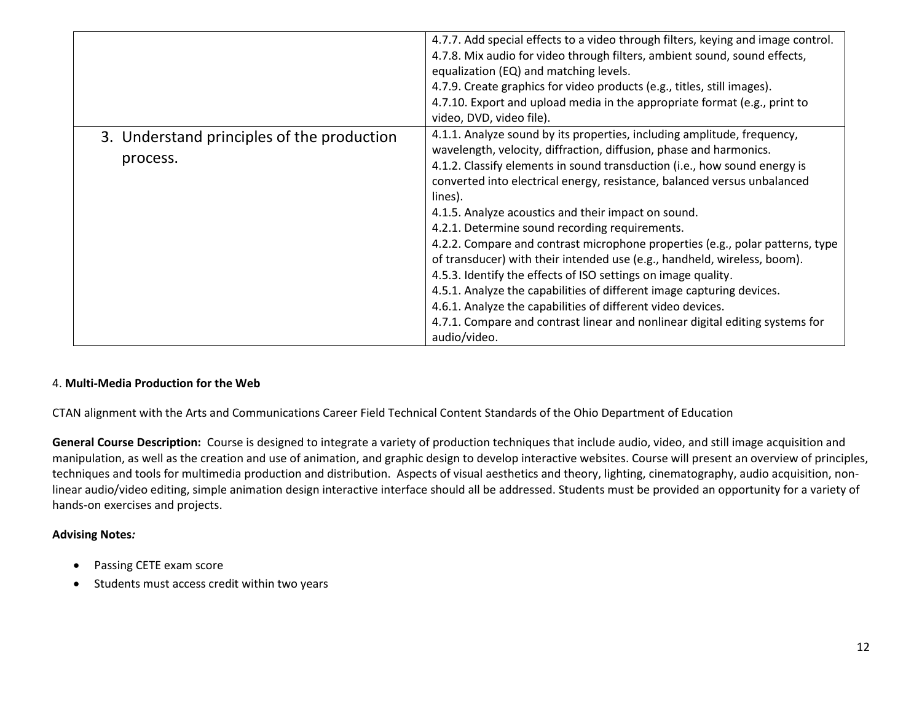| | |
|---|---|
| | 4.7.7. Add special effects to a video through filters, keying and image control.<br>4.7.8. Mix audio for video through filters, ambient sound, sound effects, equalization (EQ) and matching levels.<br>4.7.9. Create graphics for video products (e.g., titles, still images).<br>4.7.10. Export and upload media in the appropriate format (e.g., print to video, DVD, video file). |
| 3. Understand principles of the production process. | 4.1.1. Analyze sound by its properties, including amplitude, frequency, wavelength, velocity, diffraction, diffusion, phase and harmonics.<br>4.1.2. Classify elements in sound transduction (i.e., how sound energy is converted into electrical energy, resistance, balanced versus unbalanced lines).<br>4.1.5. Analyze acoustics and their impact on sound.<br>4.2.1. Determine sound recording requirements.<br>4.2.2. Compare and contrast microphone properties (e.g., polar patterns, type of transducer) with their intended use (e.g., handheld, wireless, boom).<br>4.5.3. Identify the effects of ISO settings on image quality.<br>4.5.1. Analyze the capabilities of different image capturing devices.<br>4.6.1. Analyze the capabilities of different video devices.<br>4.7.1. Compare and contrast linear and nonlinear digital editing systems for audio/video. |

4. **Multi-Media Production for the Web**

CTAN alignment with the Arts and Communications Career Field Technical Content Standards of the Ohio Department of Education

**General Course Description:** Course is designed to integrate a variety of production techniques that include audio, video, and still image acquisition and manipulation, as well as the creation and use of animation, and graphic design to develop interactive websites. Course will present an overview of principles, techniques and tools for multimedia production and distribution. Aspects of visual aesthetics and theory, lighting, cinematography, audio acquisition, non-linear audio/video editing, simple animation design interactive interface should all be addressed. Students must be provided an opportunity for a variety of hands-on exercises and projects.

**Advising Notes*:***

- Passing CETE exam score
- Students must access credit within two years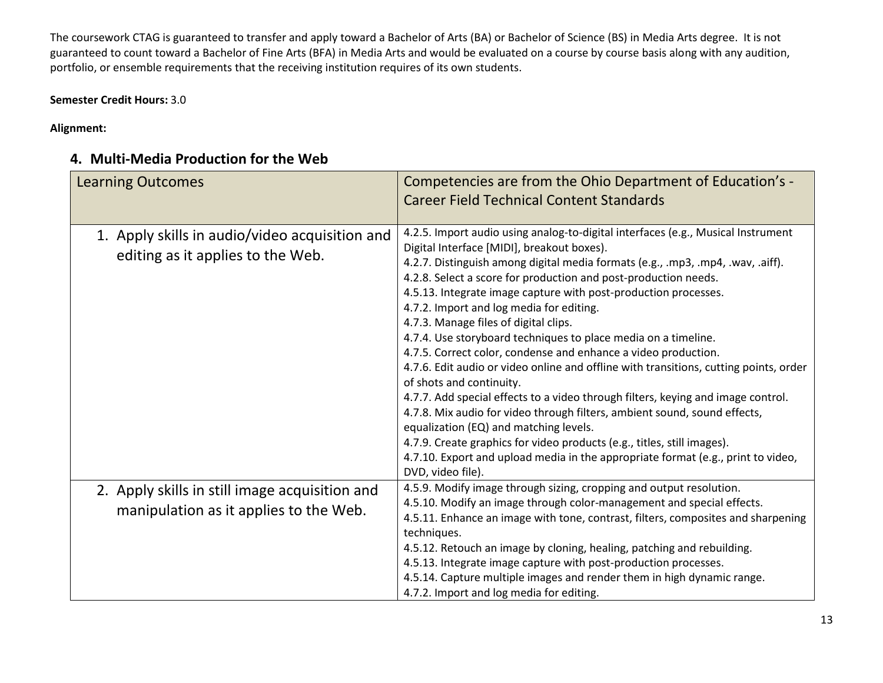The coursework CTAG is guaranteed to transfer and apply toward a Bachelor of Arts (BA) or Bachelor of Science (BS) in Media Arts degree. It is not guaranteed to count toward a Bachelor of Fine Arts (BFA) in Media Arts and would be evaluated on a course by course basis along with any audition, portfolio, or ensemble requirements that the receiving institution requires of its own students.

**Semester Credit Hours:** 3.0

**Alignment:**

## 4. Multi-Media Production for the Web

| Learning Outcomes | Competencies are from the Ohio Department of Education's - Career Field Technical Content Standards |
|---|---|
| 1. Apply skills in audio/video acquisition and editing as it applies to the Web. | 4.2.5. Import audio using analog-to-digital interfaces (e.g., Musical Instrument Digital Interface [MIDI], breakout boxes).<br>4.2.7. Distinguish among digital media formats (e.g., .mp3, .mp4, .wav, .aiff).<br>4.2.8. Select a score for production and post-production needs.<br>4.5.13. Integrate image capture with post-production processes.<br>4.7.2. Import and log media for editing.<br>4.7.3. Manage files of digital clips.<br>4.7.4. Use storyboard techniques to place media on a timeline.<br>4.7.5. Correct color, condense and enhance a video production.<br>4.7.6. Edit audio or video online and offline with transitions, cutting points, order of shots and continuity.<br>4.7.7. Add special effects to a video through filters, keying and image control.<br>4.7.8. Mix audio for video through filters, ambient sound, sound effects, equalization (EQ) and matching levels.<br>4.7.9. Create graphics for video products (e.g., titles, still images).<br>4.7.10. Export and upload media in the appropriate format (e.g., print to video, DVD, video file). |
| 2. Apply skills in still image acquisition and manipulation as it applies to the Web. | 4.5.9. Modify image through sizing, cropping and output resolution.<br>4.5.10. Modify an image through color-management and special effects.<br>4.5.11. Enhance an image with tone, contrast, filters, composites and sharpening techniques.<br>4.5.12. Retouch an image by cloning, healing, patching and rebuilding.<br>4.5.13. Integrate image capture with post-production processes.<br>4.5.14. Capture multiple images and render them in high dynamic range.<br>4.7.2. Import and log media for editing. |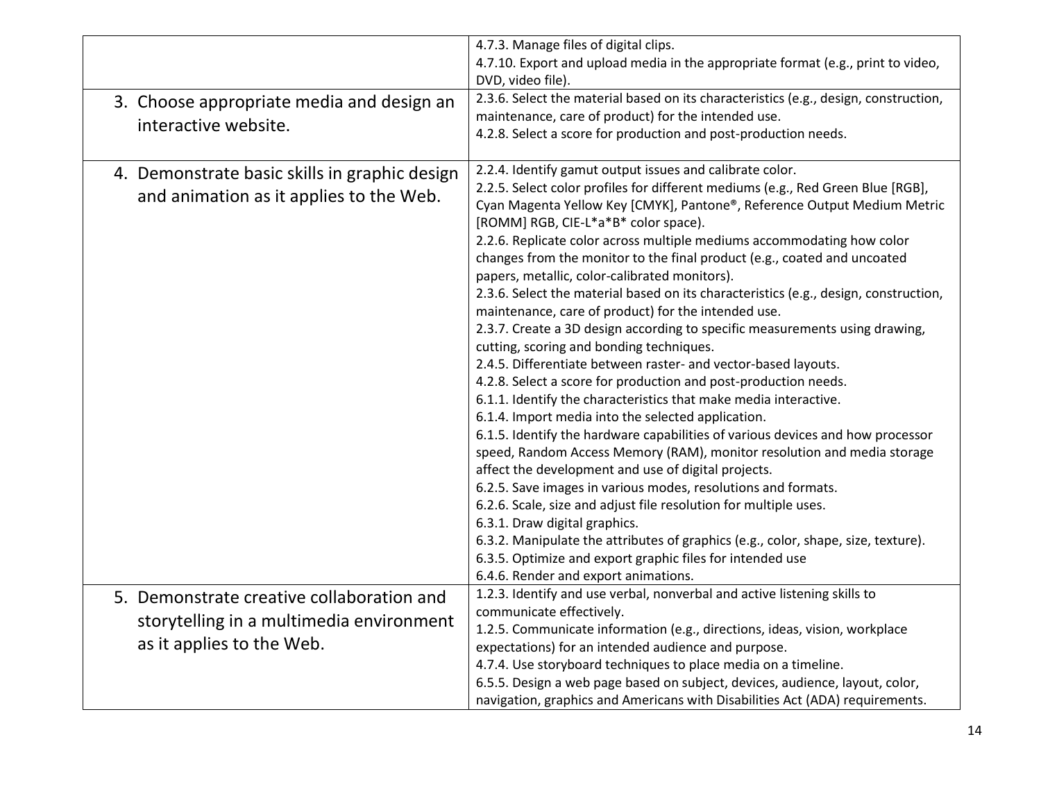| | |
|---|---|
| | 4.7.3. Manage files of digital clips.<br>4.7.10. Export and upload media in the appropriate format (e.g., print to video, DVD, video file). |
| 3. Choose appropriate media and design an interactive website. | 2.3.6. Select the material based on its characteristics (e.g., design, construction, maintenance, care of product) for the intended use.<br>4.2.8. Select a score for production and post-production needs. |
| 4. Demonstrate basic skills in graphic design and animation as it applies to the Web. | 2.2.4. Identify gamut output issues and calibrate color.<br>2.2.5. Select color profiles for different mediums (e.g., Red Green Blue [RGB], Cyan Magenta Yellow Key [CMYK], Pantone®, Reference Output Medium Metric [ROMM] RGB, CIE-L*a*B* color space).<br>2.2.6. Replicate color across multiple mediums accommodating how color changes from the monitor to the final product (e.g., coated and uncoated papers, metallic, color-calibrated monitors).<br>2.3.6. Select the material based on its characteristics (e.g., design, construction, maintenance, care of product) for the intended use.<br>2.3.7. Create a 3D design according to specific measurements using drawing, cutting, scoring and bonding techniques.<br>2.4.5. Differentiate between raster- and vector-based layouts.<br>4.2.8. Select a score for production and post-production needs.<br>6.1.1. Identify the characteristics that make media interactive.<br>6.1.4. Import media into the selected application.<br>6.1.5. Identify the hardware capabilities of various devices and how processor speed, Random Access Memory (RAM), monitor resolution and media storage affect the development and use of digital projects.<br>6.2.5. Save images in various modes, resolutions and formats.<br>6.2.6. Scale, size and adjust file resolution for multiple uses.<br>6.3.1. Draw digital graphics.<br>6.3.2. Manipulate the attributes of graphics (e.g., color, shape, size, texture).<br>6.3.5. Optimize and export graphic files for intended use<br>6.4.6. Render and export animations. |
| 5. Demonstrate creative collaboration and storytelling in a multimedia environment as it applies to the Web. | 1.2.3. Identify and use verbal, nonverbal and active listening skills to communicate effectively.<br>1.2.5. Communicate information (e.g., directions, ideas, vision, workplace expectations) for an intended audience and purpose.<br>4.7.4. Use storyboard techniques to place media on a timeline.<br>6.5.5. Design a web page based on subject, devices, audience, layout, color, navigation, graphics and Americans with Disabilities Act (ADA) requirements. |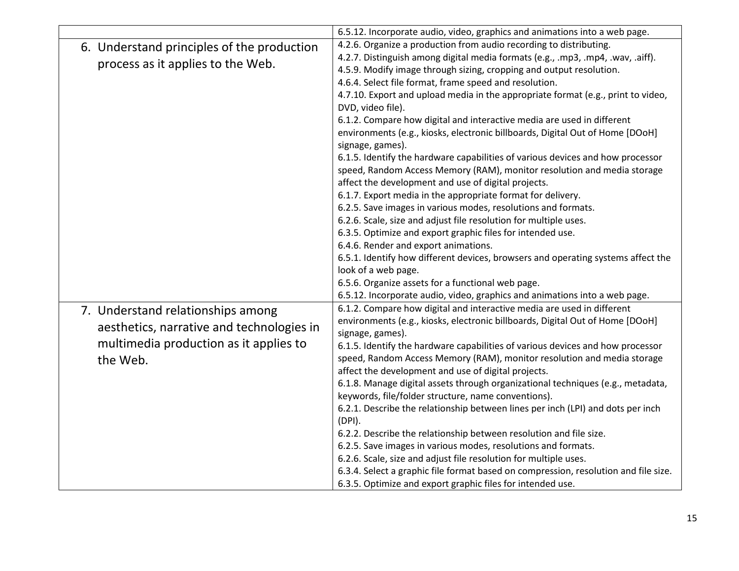| | |
|---|---|
| | 6.5.12. Incorporate audio, video, graphics and animations into a web page. |
| 6. Understand principles of the production process as it applies to the Web. | 4.2.6. Organize a production from audio recording to distributing.<br>4.2.7. Distinguish among digital media formats (e.g., .mp3, .mp4, .wav, .aiff).<br>4.5.9. Modify image through sizing, cropping and output resolution.<br>4.6.4. Select file format, frame speed and resolution.<br>4.7.10. Export and upload media in the appropriate format (e.g., print to video, DVD, video file).<br>6.1.2. Compare how digital and interactive media are used in different environments (e.g., kiosks, electronic billboards, Digital Out of Home [DOoH] signage, games).<br>6.1.5. Identify the hardware capabilities of various devices and how processor speed, Random Access Memory (RAM), monitor resolution and media storage affect the development and use of digital projects.<br>6.1.7. Export media in the appropriate format for delivery.<br>6.2.5. Save images in various modes, resolutions and formats.<br>6.2.6. Scale, size and adjust file resolution for multiple uses.<br>6.3.5. Optimize and export graphic files for intended use.<br>6.4.6. Render and export animations.<br>6.5.1. Identify how different devices, browsers and operating systems affect the look of a web page.<br>6.5.6. Organize assets for a functional web page.<br>6.5.12. Incorporate audio, video, graphics and animations into a web page. |
| 7. Understand relationships among aesthetics, narrative and technologies in multimedia production as it applies to the Web. | 6.1.2. Compare how digital and interactive media are used in different environments (e.g., kiosks, electronic billboards, Digital Out of Home [DOoH] signage, games).<br>6.1.5. Identify the hardware capabilities of various devices and how processor speed, Random Access Memory (RAM), monitor resolution and media storage affect the development and use of digital projects.<br>6.1.8. Manage digital assets through organizational techniques (e.g., metadata, keywords, file/folder structure, name conventions).<br>6.2.1. Describe the relationship between lines per inch (LPI) and dots per inch (DPI).<br>6.2.2. Describe the relationship between resolution and file size.<br>6.2.5. Save images in various modes, resolutions and formats.<br>6.2.6. Scale, size and adjust file resolution for multiple uses.<br>6.3.4. Select a graphic file format based on compression, resolution and file size.<br>6.3.5. Optimize and export graphic files for intended use. |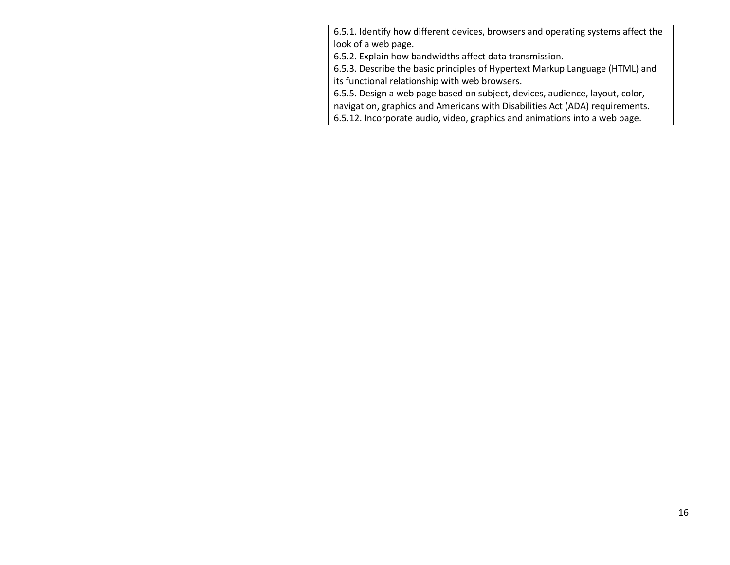| | |
|---|---|
| | 6.5.1. Identify how different devices, browsers and operating systems affect the look of a web page.<br>6.5.2. Explain how bandwidths affect data transmission.<br>6.5.3. Describe the basic principles of Hypertext Markup Language (HTML) and its functional relationship with web browsers.<br>6.5.5. Design a web page based on subject, devices, audience, layout, color, navigation, graphics and Americans with Disabilities Act (ADA) requirements.<br>6.5.12. Incorporate audio, video, graphics and animations into a web page. |